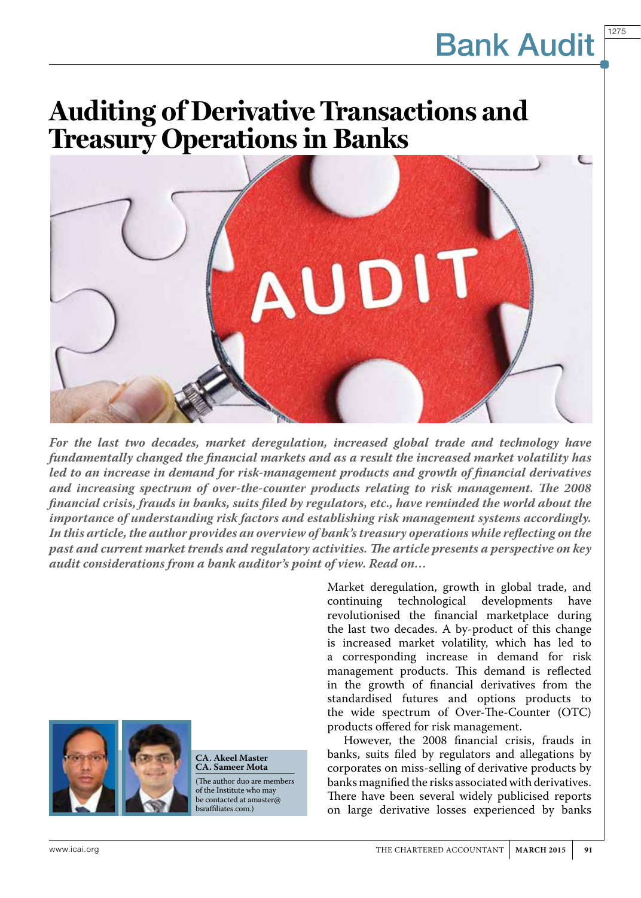# Auditing of Derivative Transactions and Treasury Operations in Banks

***For the last two decades, market deregulation, increased global trade and technology have fundamentally changed the financial markets and as a result the increased market volatility has led to an increase in demand for risk-management products and growth of financial derivatives and increasing spectrum of over-the-counter products relating to risk management. The 2008 financial crisis, frauds in banks, suits filed by regulators, etc., have reminded the world about the importance of understanding risk factors and establishing risk management systems accordingly. In this article, the author provides an overview of bank's treasury operations while reflecting on the past and current market trends and regulatory activities. The article presents a perspective on key audit considerations from a bank auditor's point of view. Read on…***

**CA. Akeel Master**
**CA. Sameer Mota**

(The author duo are members of the Institute who may be contacted at amaster@bsraffiliates.com.)

Market deregulation, growth in global trade, and continuing technological developments have revolutionised the financial marketplace during the last two decades. A by-product of this change is increased market volatility, which has led to a corresponding increase in demand for risk management products. This demand is reflected in the growth of financial derivatives from the standardised futures and options products to the wide spectrum of Over-The-Counter (OTC) products offered for risk management.

However, the 2008 financial crisis, frauds in banks, suits filed by regulators and allegations by corporates on miss-selling of derivative products by banks magnified the risks associated with derivatives. There have been several widely publicised reports on large derivative losses experienced by banks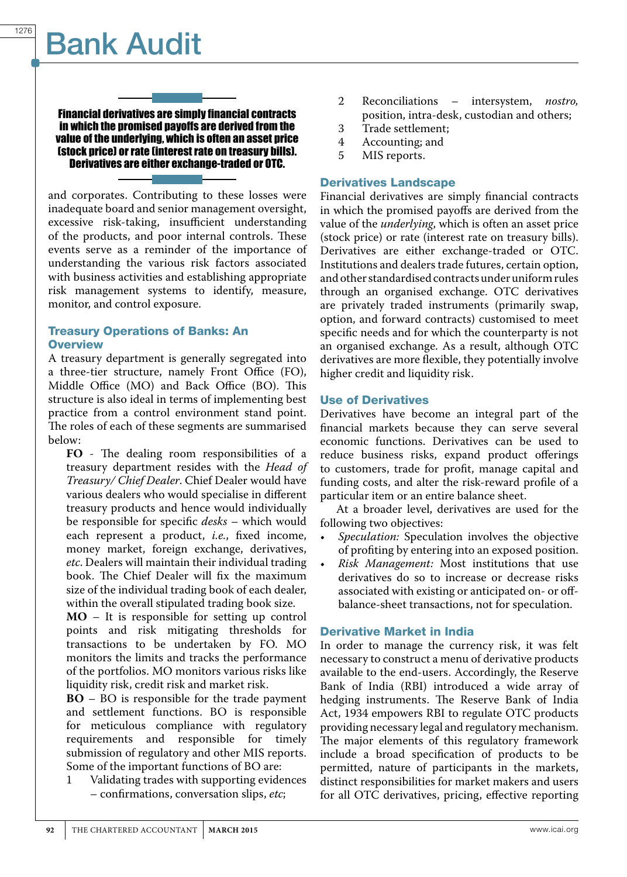> **Financial derivatives are simply financial contracts in which the promised payoffs are derived from the value of the underlying, which is often an asset price (stock price) or rate (interest rate on treasury bills). Derivatives are either exchange-traded or OTC.**

and corporates. Contributing to these losses were inadequate board and senior management oversight, excessive risk-taking, insufficient understanding of the products, and poor internal controls. These events serve as a reminder of the importance of understanding the various risk factors associated with business activities and establishing appropriate risk management systems to identify, measure, monitor, and control exposure.

## Treasury Operations of Banks: An Overview

A treasury department is generally segregated into a three-tier structure, namely Front Office (FO), Middle Office (MO) and Back Office (BO). This structure is also ideal in terms of implementing best practice from a control environment stand point. The roles of each of these segments are summarised below:

**FO** - The dealing room responsibilities of a treasury department resides with the *Head of Treasury/ Chief Dealer*. Chief Dealer would have various dealers who would specialise in different treasury products and hence would individually be responsible for specific *desks* – which would each represent a product, *i.e.*, fixed income, money market, foreign exchange, derivatives, *etc*. Dealers will maintain their individual trading book. The Chief Dealer will fix the maximum size of the individual trading book of each dealer, within the overall stipulated trading book size.

**MO** – It is responsible for setting up control points and risk mitigating thresholds for transactions to be undertaken by FO. MO monitors the limits and tracks the performance of the portfolios. MO monitors various risks like liquidity risk, credit risk and market risk.

**BO** – BO is responsible for the trade payment and settlement functions. BO is responsible for meticulous compliance with regulatory requirements and responsible for timely submission of regulatory and other MIS reports. Some of the important functions of BO are:

1. Validating trades with supporting evidences – confirmations, conversation slips, *etc*;
2. Reconciliations – intersystem, *nostro*, position, intra-desk, custodian and others;
3. Trade settlement;
4. Accounting; and
5. MIS reports.

## Derivatives Landscape

Financial derivatives are simply financial contracts in which the promised payoffs are derived from the value of the *underlying*, which is often an asset price (stock price) or rate (interest rate on treasury bills). Derivatives are either exchange-traded or OTC. Institutions and dealers trade futures, certain option, and other standardised contracts under uniform rules through an organised exchange. OTC derivatives are privately traded instruments (primarily swap, option, and forward contracts) customised to meet specific needs and for which the counterparty is not an organised exchange. As a result, although OTC derivatives are more flexible, they potentially involve higher credit and liquidity risk.

## Use of Derivatives

Derivatives have become an integral part of the financial markets because they can serve several economic functions. Derivatives can be used to reduce business risks, expand product offerings to customers, trade for profit, manage capital and funding costs, and alter the risk-reward profile of a particular item or an entire balance sheet.

At a broader level, derivatives are used for the following two objectives:

- *Speculation:* Speculation involves the objective of profiting by entering into an exposed position.
- *Risk Management:* Most institutions that use derivatives do so to increase or decrease risks associated with existing or anticipated on- or off-balance-sheet transactions, not for speculation.

## Derivative Market in India

In order to manage the currency risk, it was felt necessary to construct a menu of derivative products available to the end-users. Accordingly, the Reserve Bank of India (RBI) introduced a wide array of hedging instruments. The Reserve Bank of India Act, 1934 empowers RBI to regulate OTC products providing necessary legal and regulatory mechanism. The major elements of this regulatory framework include a broad specification of products to be permitted, nature of participants in the markets, distinct responsibilities for market makers and users for all OTC derivatives, pricing, effective reporting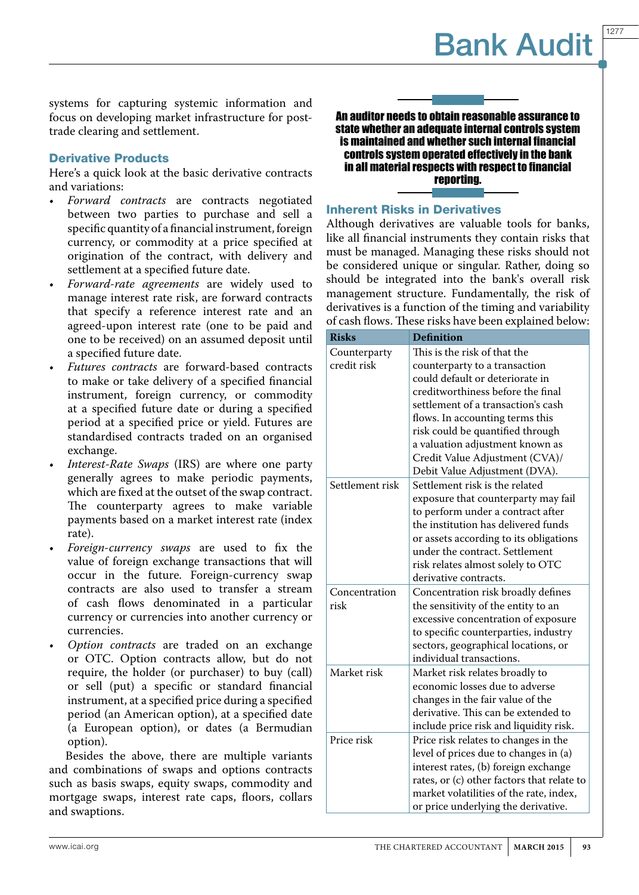systems for capturing systemic information and focus on developing market infrastructure for post-trade clearing and settlement.

### Derivative Products

Here's a quick look at the basic derivative contracts and variations:

- *Forward contracts* are contracts negotiated between two parties to purchase and sell a specific quantity of a financial instrument, foreign currency, or commodity at a price specified at origination of the contract, with delivery and settlement at a specified future date.
- *Forward-rate agreements* are widely used to manage interest rate risk, are forward contracts that specify a reference interest rate and an agreed-upon interest rate (one to be paid and one to be received) on an assumed deposit until a specified future date.
- *Futures contracts* are forward-based contracts to make or take delivery of a specified financial instrument, foreign currency, or commodity at a specified future date or during a specified period at a specified price or yield. Futures are standardised contracts traded on an organised exchange.
- *Interest-Rate Swaps* (IRS) are where one party generally agrees to make periodic payments, which are fixed at the outset of the swap contract. The counterparty agrees to make variable payments based on a market interest rate (index rate).
- *Foreign-currency swaps* are used to fix the value of foreign exchange transactions that will occur in the future. Foreign-currency swap contracts are also used to transfer a stream of cash flows denominated in a particular currency or currencies into another currency or currencies.
- *Option contracts* are traded on an exchange or OTC. Option contracts allow, but do not require, the holder (or purchaser) to buy (call) or sell (put) a specific or standard financial instrument, at a specified price during a specified period (an American option), at a specified date (a European option), or dates (a Bermudian option).

Besides the above, there are multiple variants and combinations of swaps and options contracts such as basis swaps, equity swaps, commodity and mortgage swaps, interest rate caps, floors, collars and swaptions.

**An auditor needs to obtain reasonable assurance to state whether an adequate internal controls system is maintained and whether such internal financial controls system operated effectively in the bank in all material respects with respect to financial reporting.**

### Inherent Risks in Derivatives

Although derivatives are valuable tools for banks, like all financial instruments they contain risks that must be managed. Managing these risks should not be considered unique or singular. Rather, doing so should be integrated into the bank's overall risk management structure. Fundamentally, the risk of derivatives is a function of the timing and variability of cash flows. These risks have been explained below:

| Risks | Definition |
|---|---|
| Counterparty credit risk | This is the risk of that the counterparty to a transaction could default or deteriorate in creditworthiness before the final settlement of a transaction's cash flows. In accounting terms this risk could be quantified through a valuation adjustment known as Credit Value Adjustment (CVA)/ Debit Value Adjustment (DVA). |
| Settlement risk | Settlement risk is the related exposure that counterparty may fail to perform under a contract after the institution has delivered funds or assets according to its obligations under the contract. Settlement risk relates almost solely to OTC derivative contracts. |
| Concentration risk | Concentration risk broadly defines the sensitivity of the entity to an excessive concentration of exposure to specific counterparties, industry sectors, geographical locations, or individual transactions. |
| Market risk | Market risk relates broadly to economic losses due to adverse changes in the fair value of the derivative. This can be extended to include price risk and liquidity risk. |
| Price risk | Price risk relates to changes in the level of prices due to changes in (a) interest rates, (b) foreign exchange rates, or (c) other factors that relate to market volatilities of the rate, index, or price underlying the derivative. |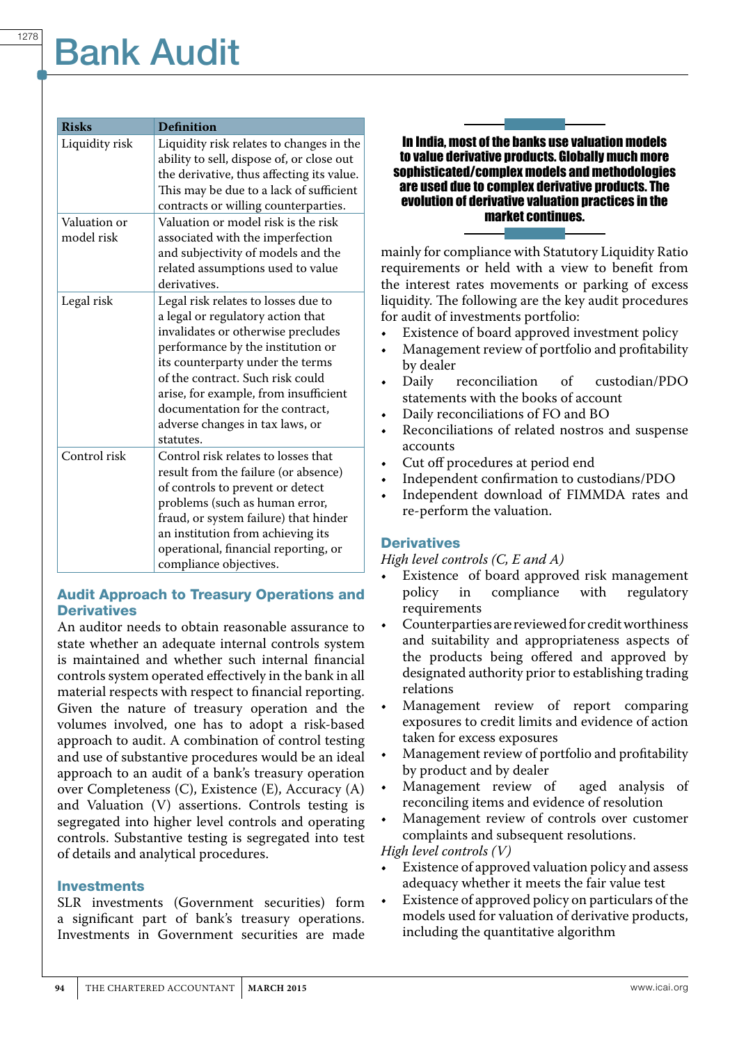| Risks | Definition |
|---|---|
| Liquidity risk | Liquidity risk relates to changes in the ability to sell, dispose of, or close out the derivative, thus affecting its value. This may be due to a lack of sufficient contracts or willing counterparties. |
| Valuation or model risk | Valuation or model risk is the risk associated with the imperfection and subjectivity of models and the related assumptions used to value derivatives. |
| Legal risk | Legal risk relates to losses due to a legal or regulatory action that invalidates or otherwise precludes performance by the institution or its counterparty under the terms of the contract. Such risk could arise, for example, from insufficient documentation for the contract, adverse changes in tax laws, or statutes. |
| Control risk | Control risk relates to losses that result from the failure (or absence) of controls to prevent or detect problems (such as human error, fraud, or system failure) that hinder an institution from achieving its operational, financial reporting, or compliance objectives. |

## Audit Approach to Treasury Operations and Derivatives

An auditor needs to obtain reasonable assurance to state whether an adequate internal controls system is maintained and whether such internal financial controls system operated effectively in the bank in all material respects with respect to financial reporting. Given the nature of treasury operation and the volumes involved, one has to adopt a risk-based approach to audit. A combination of control testing and use of substantive procedures would be an ideal approach to an audit of a bank's treasury operation over Completeness (C), Existence (E), Accuracy (A) and Valuation (V) assertions. Controls testing is segregated into higher level controls and operating controls. Substantive testing is segregated into test of details and analytical procedures.

## Investments

SLR investments (Government securities) form a significant part of bank's treasury operations. Investments in Government securities are made mainly for compliance with Statutory Liquidity Ratio requirements or held with a view to benefit from the interest rates movements or parking of excess liquidity. The following are the key audit procedures for audit of investments portfolio:

- Existence of board approved investment policy
- Management review of portfolio and profitability by dealer
- Daily reconciliation of custodian/PDO statements with the books of account
- Daily reconciliations of FO and BO
- Reconciliations of related nostros and suspense accounts
- Cut off procedures at period end
- Independent confirmation to custodians/PDO
- Independent download of FIMMDA rates and re-perform the valuation.

**In India, most of the banks use valuation models to value derivative products. Globally much more sophisticated/complex models and methodologies are used due to complex derivative products. The evolution of derivative valuation practices in the market continues.**

## Derivatives

*High level controls (C, E and A)*

- Existence of board approved risk management policy in compliance with regulatory requirements
- Counterparties are reviewed for credit worthiness and suitability and appropriateness aspects of the products being offered and approved by designated authority prior to establishing trading relations
- Management review of report comparing exposures to credit limits and evidence of action taken for excess exposures
- Management review of portfolio and profitability by product and by dealer
- Management review of aged analysis of reconciling items and evidence of resolution
- Management review of controls over customer complaints and subsequent resolutions.

*High level controls (V)*

- Existence of approved valuation policy and assess adequacy whether it meets the fair value test
- Existence of approved policy on particulars of the models used for valuation of derivative products, including the quantitative algorithm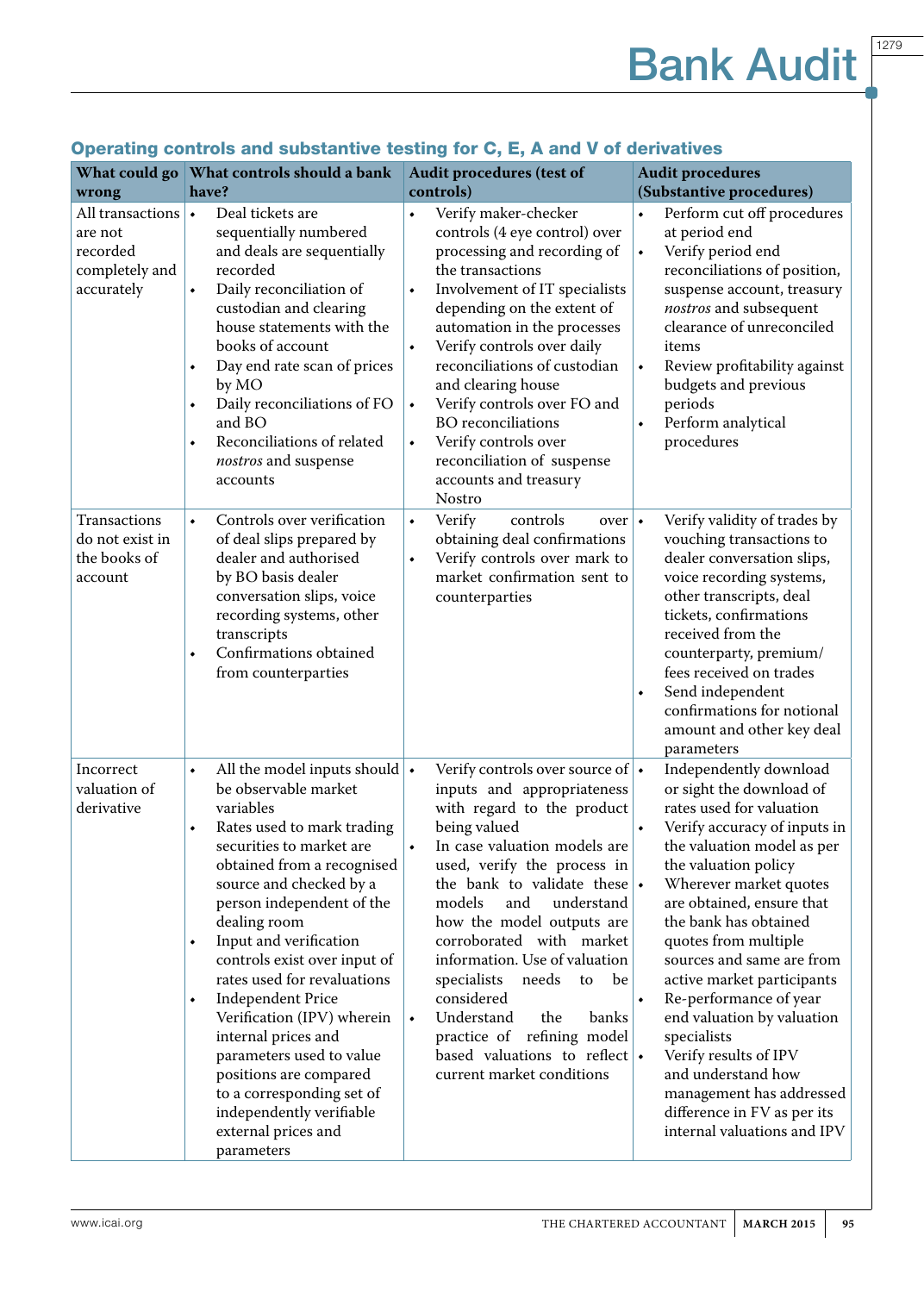### Operating controls and substantive testing for C, E, A and V of derivatives

| What could go wrong | What controls should a bank have? | Audit procedures (test of controls) | Audit procedures (Substantive procedures) |
|---|---|---|---|
| All transactions are not recorded completely and accurately | • Deal tickets are sequentially numbered and deals are sequentially recorded<br>• Daily reconciliation of custodian and clearing house statements with the books of account<br>• Day end rate scan of prices by MO<br>• Daily reconciliations of FO and BO<br>• Reconciliations of related *nostros* and suspense accounts | • Verify maker-checker controls (4 eye control) over processing and recording of the transactions<br>• Involvement of IT specialists depending on the extent of automation in the processes<br>• Verify controls over daily reconciliations of custodian and clearing house<br>• Verify controls over FO and BO reconciliations<br>• Verify controls over reconciliation of suspense accounts and treasury Nostro | • Perform cut off procedures at period end<br>• Verify period end reconciliations of position, suspense account, treasury *nostros* and subsequent clearance of unreconciled items<br>• Review profitability against budgets and previous periods<br>• Perform analytical procedures |
| Transactions do not exist in the books of account | • Controls over verification of deal slips prepared by dealer and authorised by BO basis dealer conversation slips, voice recording systems, other transcripts<br>• Confirmations obtained from counterparties | • Verify controls over obtaining deal confirmations<br>• Verify controls over mark to market confirmation sent to counterparties | • Verify validity of trades by vouching transactions to dealer conversation slips, voice recording systems, other transcripts, deal tickets, confirmations received from the counterparty, premium/ fees received on trades<br>• Send independent confirmations for notional amount and other key deal parameters |
| Incorrect valuation of derivative | • All the model inputs should be observable market variables<br>• Rates used to mark trading securities to market are obtained from a recognised source and checked by a person independent of the dealing room<br>• Input and verification controls exist over input of rates used for revaluations<br>• Independent Price Verification (IPV) wherein internal prices and parameters used to value positions are compared to a corresponding set of independently verifiable external prices and parameters | • Verify controls over source of inputs and appropriateness with regard to the product being valued<br>• In case valuation models are used, verify the process in the bank to validate these models and understand how the model outputs are corroborated with market information. Use of valuation specialists needs to be considered<br>• Understand the banks practice of refining model based valuations to reflect current market conditions | • Independently download or sight the download of rates used for valuation<br>• Verify accuracy of inputs in the valuation model as per the valuation policy<br>• Wherever market quotes are obtained, ensure that the bank has obtained quotes from multiple sources and same are from active market participants<br>• Re-performance of year end valuation by valuation specialists<br>• Verify results of IPV and understand how management has addressed difference in FV as per its internal valuations and IPV |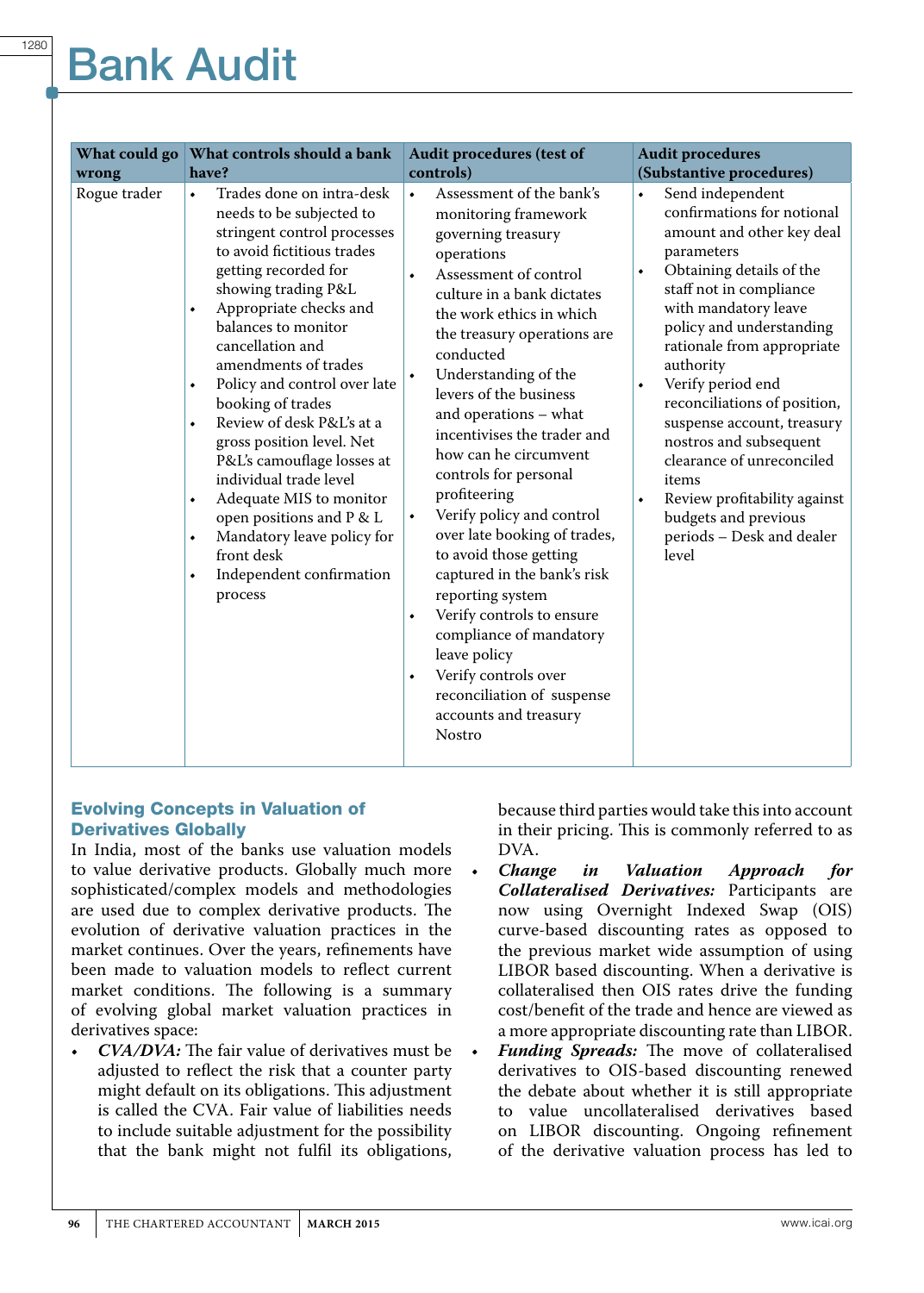| What could go wrong | What controls should a bank have? | Audit procedures (test of controls) | Audit procedures (Substantive procedures) |
|---|---|---|---|
| Rogue trader | • Trades done on intra-desk needs to be subjected to stringent control processes to avoid fictitious trades getting recorded for showing trading P&L<br>• Appropriate checks and balances to monitor cancellation and amendments of trades<br>• Policy and control over late booking of trades<br>• Review of desk P&L's at a gross position level. Net P&L's camouflage losses at individual trade level<br>• Adequate MIS to monitor open positions and P & L<br>• Mandatory leave policy for front desk<br>• Independent confirmation process | • Assessment of the bank's monitoring framework governing treasury operations<br>• Assessment of control culture in a bank dictates the work ethics in which the treasury operations are conducted<br>• Understanding of the levers of the business and operations – what incentivises the trader and how can he circumvent controls for personal profiteering<br>• Verify policy and control over late booking of trades, to avoid those getting captured in the bank's risk reporting system<br>• Verify controls to ensure compliance of mandatory leave policy<br>• Verify controls over reconciliation of suspense accounts and treasury Nostro | • Send independent confirmations for notional amount and other key deal parameters<br>• Obtaining details of the staff not in compliance with mandatory leave policy and understanding rationale from appropriate authority<br>• Verify period end reconciliations of position, suspense account, treasury nostros and subsequent clearance of unreconciled items<br>• Review profitability against budgets and previous periods – Desk and dealer level |

## Evolving Concepts in Valuation of Derivatives Globally

In India, most of the banks use valuation models to value derivative products. Globally much more sophisticated/complex models and methodologies are used due to complex derivative products. The evolution of derivative valuation practices in the market continues. Over the years, refinements have been made to valuation models to reflect current market conditions. The following is a summary of evolving global market valuation practices in derivatives space:

- ***CVA/DVA:*** The fair value of derivatives must be adjusted to reflect the risk that a counter party might default on its obligations. This adjustment is called the CVA. Fair value of liabilities needs to include suitable adjustment for the possibility that the bank might not fulfil its obligations, because third parties would take this into account in their pricing. This is commonly referred to as DVA.
- ***Change in Valuation Approach for Collateralised Derivatives:*** Participants are now using Overnight Indexed Swap (OIS) curve-based discounting rates as opposed to the previous market wide assumption of using LIBOR based discounting. When a derivative is collateralised then OIS rates drive the funding cost/benefit of the trade and hence are viewed as a more appropriate discounting rate than LIBOR.
- ***Funding Spreads:*** The move of collateralised derivatives to OIS-based discounting renewed the debate about whether it is still appropriate to value uncollateralised derivatives based on LIBOR discounting. Ongoing refinement of the derivative valuation process has led to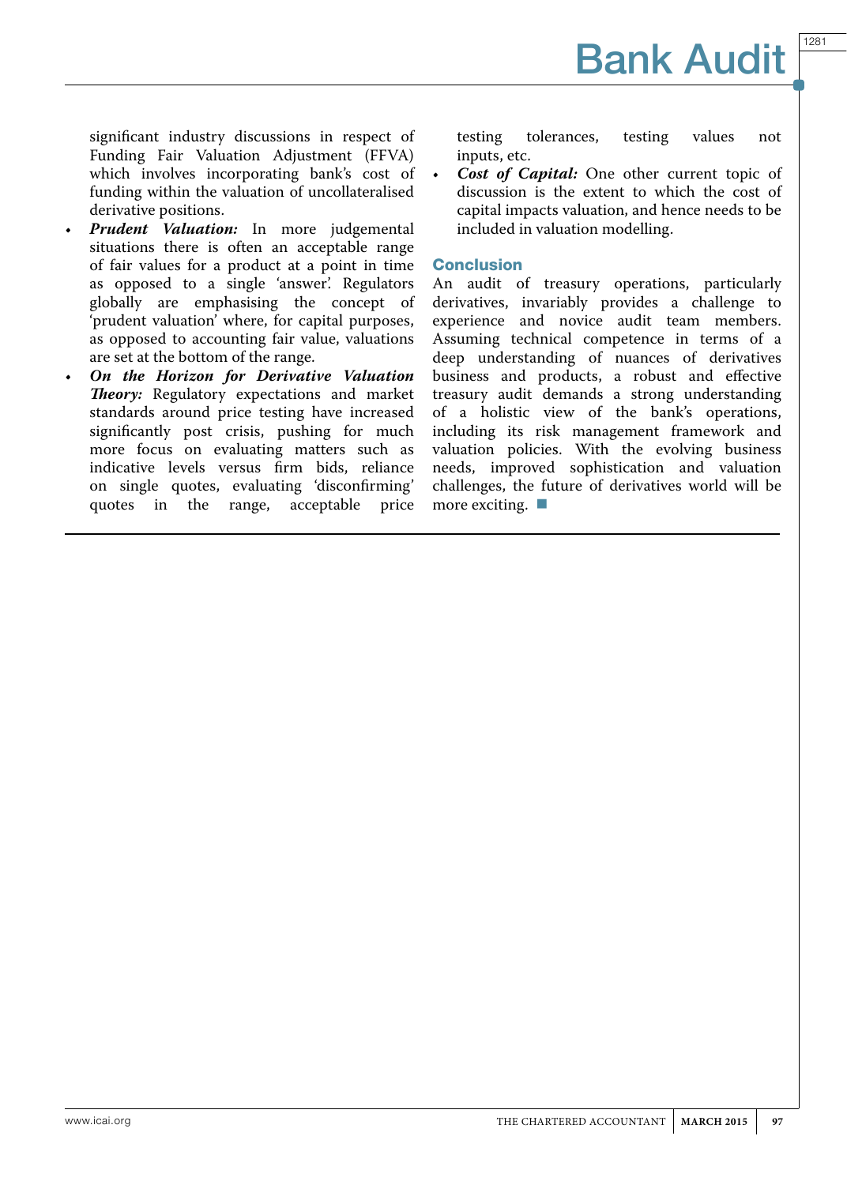significant industry discussions in respect of Funding Fair Valuation Adjustment (FFVA) which involves incorporating bank's cost of funding within the valuation of uncollateralised derivative positions.

- ***Prudent Valuation:*** In more judgemental situations there is often an acceptable range of fair values for a product at a point in time as opposed to a single 'answer'. Regulators globally are emphasising the concept of 'prudent valuation' where, for capital purposes, as opposed to accounting fair value, valuations are set at the bottom of the range.
- ***On the Horizon for Derivative Valuation Theory:*** Regulatory expectations and market standards around price testing have increased significantly post crisis, pushing for much more focus on evaluating matters such as indicative levels versus firm bids, reliance on single quotes, evaluating 'disconfirming' quotes in the range, acceptable price testing tolerances, testing values not inputs, etc.
- ***Cost of Capital:*** One other current topic of discussion is the extent to which the cost of capital impacts valuation, and hence needs to be included in valuation modelling.

## Conclusion

An audit of treasury operations, particularly derivatives, invariably provides a challenge to experience and novice audit team members. Assuming technical competence in terms of a deep understanding of nuances of derivatives business and products, a robust and effective treasury audit demands a strong understanding of a holistic view of the bank's operations, including its risk management framework and valuation policies. With the evolving business needs, improved sophistication and valuation challenges, the future of derivatives world will be more exciting. ■